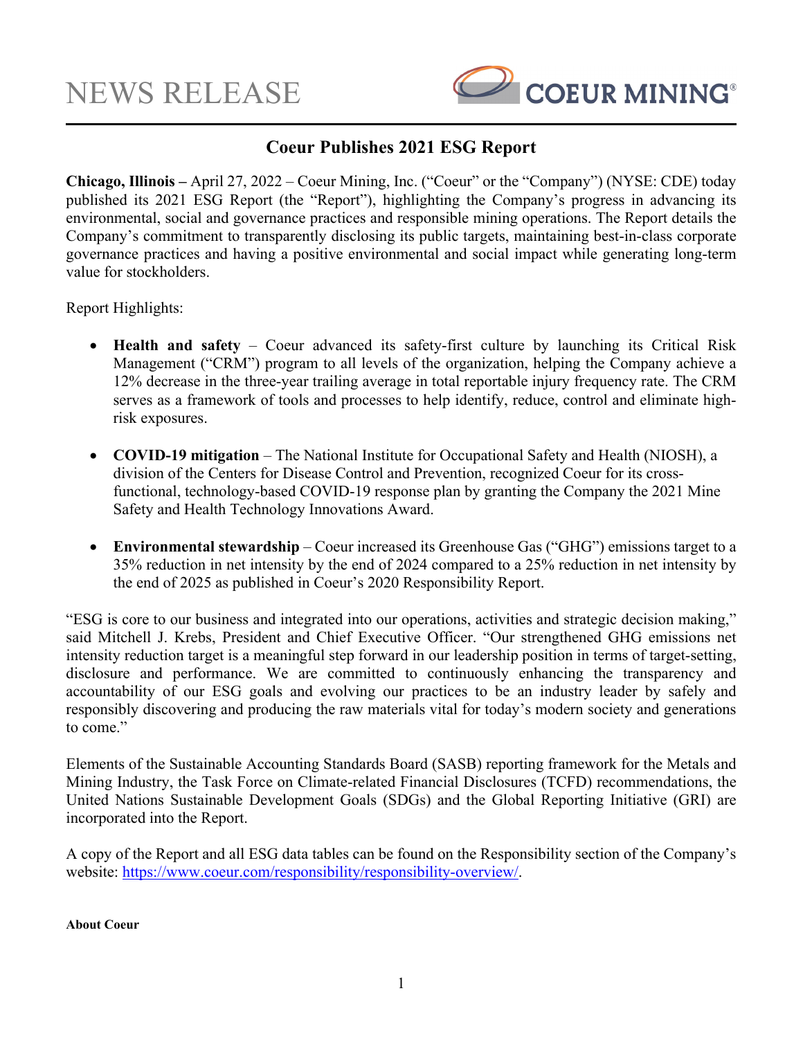NEWS RELEASE

COEUR MINING®

# Coeur Publishes 2021 ESG Report

**Chicago, Illinois –** April 27, 2022 – Coeur Mining, Inc. ("Coeur" or the "Company") (NYSE: CDE) today published its 2021 ESG Report (the "Report"), highlighting the Company's progress in advancing its environmental, social and governance practices and responsible mining operations. The Report details the Company's commitment to transparently disclosing its public targets, maintaining best-in-class corporate governance practices and having a positive environmental and social impact while generating long-term value for stockholders.

Report Highlights:

- **Health and safety** – Coeur advanced its safety-first culture by launching its Critical Risk Management ("CRM") program to all levels of the organization, helping the Company achieve a 12% decrease in the three-year trailing average in total reportable injury frequency rate. The CRM serves as a framework of tools and processes to help identify, reduce, control and eliminate high-risk exposures.

- **COVID-19 mitigation** – The National Institute for Occupational Safety and Health (NIOSH), a division of the Centers for Disease Control and Prevention, recognized Coeur for its cross-functional, technology-based COVID-19 response plan by granting the Company the 2021 Mine Safety and Health Technology Innovations Award.

- **Environmental stewardship** – Coeur increased its Greenhouse Gas ("GHG") emissions target to a 35% reduction in net intensity by the end of 2024 compared to a 25% reduction in net intensity by the end of 2025 as published in Coeur's 2020 Responsibility Report.

"ESG is core to our business and integrated into our operations, activities and strategic decision making," said Mitchell J. Krebs, President and Chief Executive Officer. "Our strengthened GHG emissions net intensity reduction target is a meaningful step forward in our leadership position in terms of target-setting, disclosure and performance. We are committed to continuously enhancing the transparency and accountability of our ESG goals and evolving our practices to be an industry leader by safely and responsibly discovering and producing the raw materials vital for today's modern society and generations to come."

Elements of the Sustainable Accounting Standards Board (SASB) reporting framework for the Metals and Mining Industry, the Task Force on Climate-related Financial Disclosures (TCFD) recommendations, the United Nations Sustainable Development Goals (SDGs) and the Global Reporting Initiative (GRI) are incorporated into the Report.

A copy of the Report and all ESG data tables can be found on the Responsibility section of the Company's website: [https://www.coeur.com/responsibility/responsibility-overview/](https://www.coeur.com/responsibility/responsibility-overview/).

**About Coeur**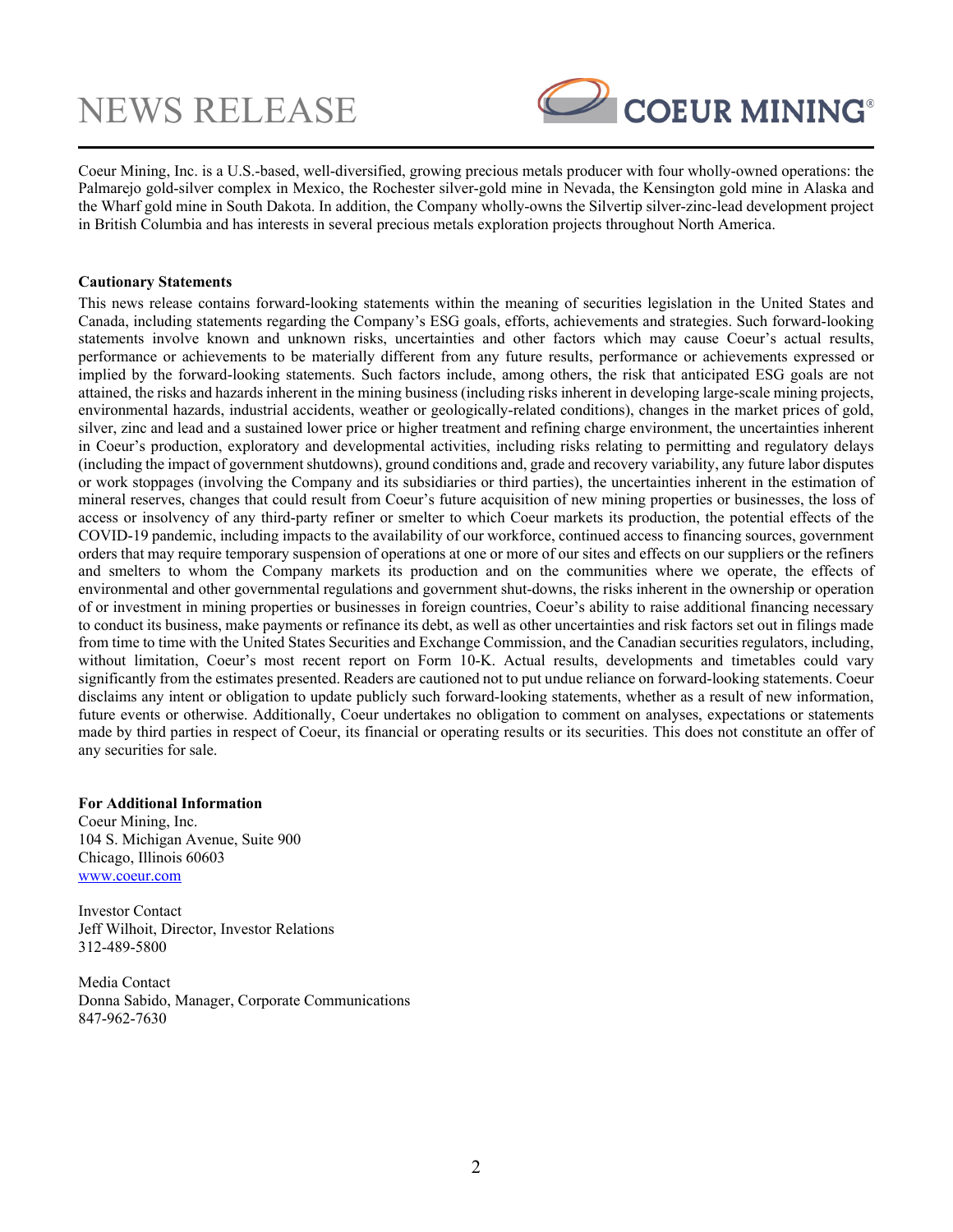# NEWS RELEASE

COEUR MINING®

Coeur Mining, Inc. is a U.S.-based, well-diversified, growing precious metals producer with four wholly-owned operations: the Palmarejo gold-silver complex in Mexico, the Rochester silver-gold mine in Nevada, the Kensington gold mine in Alaska and the Wharf gold mine in South Dakota. In addition, the Company wholly-owns the Silvertip silver-zinc-lead development project in British Columbia and has interests in several precious metals exploration projects throughout North America.

**Cautionary Statements**

This news release contains forward-looking statements within the meaning of securities legislation in the United States and Canada, including statements regarding the Company's ESG goals, efforts, achievements and strategies. Such forward-looking statements involve known and unknown risks, uncertainties and other factors which may cause Coeur's actual results, performance or achievements to be materially different from any future results, performance or achievements expressed or implied by the forward-looking statements. Such factors include, among others, the risk that anticipated ESG goals are not attained, the risks and hazards inherent in the mining business (including risks inherent in developing large-scale mining projects, environmental hazards, industrial accidents, weather or geologically-related conditions), changes in the market prices of gold, silver, zinc and lead and a sustained lower price or higher treatment and refining charge environment, the uncertainties inherent in Coeur's production, exploratory and developmental activities, including risks relating to permitting and regulatory delays (including the impact of government shutdowns), ground conditions and, grade and recovery variability, any future labor disputes or work stoppages (involving the Company and its subsidiaries or third parties), the uncertainties inherent in the estimation of mineral reserves, changes that could result from Coeur's future acquisition of new mining properties or businesses, the loss of access or insolvency of any third-party refiner or smelter to which Coeur markets its production, the potential effects of the COVID-19 pandemic, including impacts to the availability of our workforce, continued access to financing sources, government orders that may require temporary suspension of operations at one or more of our sites and effects on our suppliers or the refiners and smelters to whom the Company markets its production and on the communities where we operate, the effects of environmental and other governmental regulations and government shut-downs, the risks inherent in the ownership or operation of or investment in mining properties or businesses in foreign countries, Coeur's ability to raise additional financing necessary to conduct its business, make payments or refinance its debt, as well as other uncertainties and risk factors set out in filings made from time to time with the United States Securities and Exchange Commission, and the Canadian securities regulators, including, without limitation, Coeur's most recent report on Form 10-K. Actual results, developments and timetables could vary significantly from the estimates presented. Readers are cautioned not to put undue reliance on forward-looking statements. Coeur disclaims any intent or obligation to update publicly such forward-looking statements, whether as a result of new information, future events or otherwise. Additionally, Coeur undertakes no obligation to comment on analyses, expectations or statements made by third parties in respect of Coeur, its financial or operating results or its securities. This does not constitute an offer of any securities for sale.

**For Additional Information**

Coeur Mining, Inc.
104 S. Michigan Avenue, Suite 900
Chicago, Illinois 60603
www.coeur.com

Investor Contact
Jeff Wilhoit, Director, Investor Relations
312-489-5800

Media Contact
Donna Sabido, Manager, Corporate Communications
847-962-7630